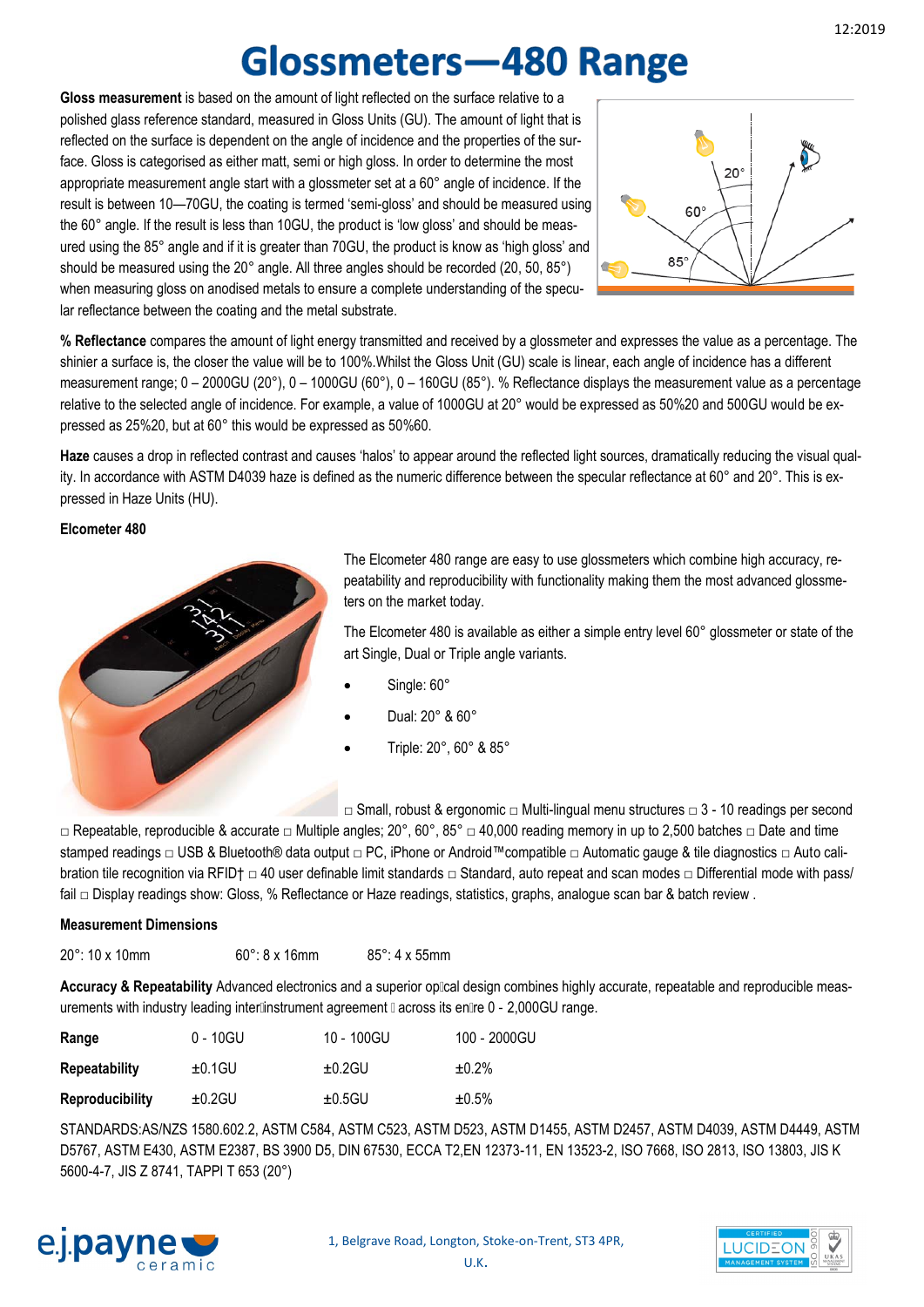# Glossmeters—480 Range

**Gloss measurement** is based on the amount of light reflected on the surface relative to a polished glass reference standard, measured in Gloss Units (GU). The amount of light that is reflected on the surface is dependent on the angle of incidence and the properties of the surface. Gloss is categorised as either matt, semi or high gloss. In order to determine the most appropriate measurement angle start with a glossmeter set at a 60° angle of incidence. If the result is between 10—70GU, the coating is termed 'semi-gloss' and should be measured using the 60° angle. If the result is less than 10GU, the product is 'low gloss' and should be measured using the 85° angle and if it is greater than 70GU, the product is know as 'high gloss' and should be measured using the 20° angle. All three angles should be recorded (20, 50, 85°) when measuring gloss on anodised metals to ensure a complete understanding of the specular reflectance between the coating and the metal substrate.

**% Reflectance** compares the amount of light energy transmitted and received by a glossmeter and expresses the value as a percentage. The shinier a surface is, the closer the value will be to 100%.Whilst the Gloss Unit (GU) scale is linear, each angle of incidence has a different measurement range; 0 – 2000GU (20°), 0 – 1000GU (60°), 0 – 160GU (85°). % Reflectance displays the measurement value as a percentage relative to the selected angle of incidence. For example, a value of 1000GU at 20° would be expressed as 50%20 and 500GU would be expressed as 25%20, but at 60° this would be expressed as 50%60.

**Haze** causes a drop in reflected contrast and causes 'halos' to appear around the reflected light sources, dramatically reducing the visual quality. In accordance with ASTM D4039 haze is defined as the numeric difference between the specular reflectance at 60° and 20°. This is expressed in Haze Units (HU).

**Elcometer 480**

The Elcometer 480 range are easy to use glossmeters which combine high accuracy, repeatability and reproducibility with functionality making them the most advanced glossmeters on the market today.

The Elcometer 480 is available as either a simple entry level 60° glossmeter or state of the art Single, Dual or Triple angle variants.

- Single: 60°
- Dual: 20° & 60°
- Triple: 20°, 60° & 85°

□ Small, robust & ergonomic □ Multi-lingual menu structures □ 3 - 10 readings per second □ Repeatable, reproducible & accurate □ Multiple angles; 20°, 60°, 85° □ 40,000 reading memory in up to 2,500 batches □ Date and time stamped readings □ USB & Bluetooth® data output □ PC, iPhone or Android™compatible □ Automatic gauge & tile diagnostics □ Auto calibration tile recognition via RFID† □ 40 user definable limit standards □ Standard, auto repeat and scan modes □ Differential mode with pass/ fail □ Display readings show: Gloss, % Reflectance or Haze readings, statistics, graphs, analogue scan bar & batch review .

**Measurement Dimensions**

20°: 10 x 10mm 60°: 8 x 16mm 85°: 4 x 55mm

**Accuracy & Repeatability** Advanced electronics and a superior optical design combines highly accurate, repeatable and reproducible measurements with industry leading inter-instrument agreement across its entire 0 - 2,000GU range.

| **Range** | 0 - 10GU | 10 - 100GU | 100 - 2000GU |
|---|---|---|---|
| **Repeatability** | ±0.1GU | ±0.2GU | ±0.2% |
| **Reproducibility** | ±0.2GU | ±0.5GU | ±0.5% |

STANDARDS:AS/NZS 1580.602.2, ASTM C584, ASTM C523, ASTM D523, ASTM D1455, ASTM D2457, ASTM D4039, ASTM D4449, ASTM D5767, ASTM E430, ASTM E2387, BS 3900 D5, DIN 67530, ECCA T2,EN 12373-11, EN 13523-2, ISO 7668, ISO 2813, ISO 13803, JIS K 5600-4-7, JIS Z 8741, TAPPI T 653 (20°)

1, Belgrave Road, Longton, Stoke-on-Trent, ST3 4PR, U.K.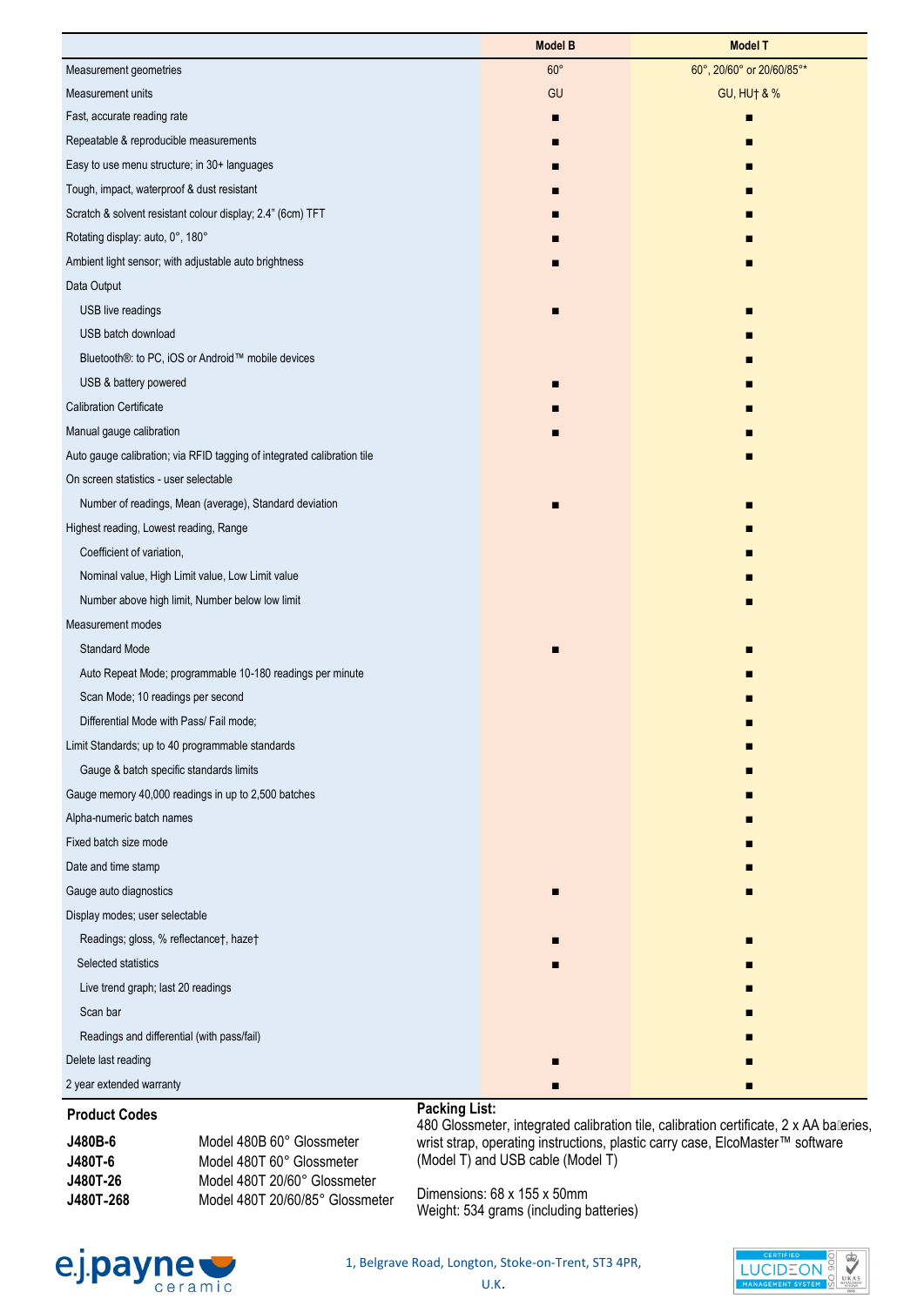| | Model B | Model T |
|---|---|---|
| Measurement geometries | 60° | 60°, 20/60° or 20/60/85°* |
| Measurement units | GU | GU, HU† & % |
| Fast, accurate reading rate | ■ | ■ |
| Repeatable & reproducible measurements | ■ | ■ |
| Easy to use menu structure; in 30+ languages | ■ | ■ |
| Tough, impact, waterproof & dust resistant | ■ | ■ |
| Scratch & solvent resistant colour display; 2.4" (6cm) TFT | ■ | ■ |
| Rotating display: auto, 0°, 180° | ■ | ■ |
| Ambient light sensor; with adjustable auto brightness | ■ | ■ |
| Data Output | | |
| USB live readings | ■ | ■ |
| USB batch download | | ■ |
| Bluetooth®: to PC, iOS or Android™ mobile devices | | ■ |
| USB & battery powered | ■ | ■ |
| Calibration Certificate | ■ | ■ |
| Manual gauge calibration | ■ | ■ |
| Auto gauge calibration; via RFID tagging of integrated calibration tile | | ■ |
| On screen statistics - user selectable | | |
| Number of readings, Mean (average), Standard deviation | ■ | ■ |
| Highest reading, Lowest reading, Range | | ■ |
| Coefficient of variation, | | ■ |
| Nominal value, High Limit value, Low Limit value | | ■ |
| Number above high limit, Number below low limit | | ■ |
| Measurement modes | | |
| Standard Mode | ■ | ■ |
| Auto Repeat Mode; programmable 10-180 readings per minute | | ■ |
| Scan Mode; 10 readings per second | | ■ |
| Differential Mode with Pass/ Fail mode; | | ■ |
| Limit Standards; up to 40 programmable standards | | ■ |
| Gauge & batch specific standards limits | | ■ |
| Gauge memory 40,000 readings in up to 2,500 batches | | ■ |
| Alpha-numeric batch names | | ■ |
| Fixed batch size mode | | ■ |
| Date and time stamp | | ■ |
| Gauge auto diagnostics | ■ | ■ |
| Display modes; user selectable | | |
| Readings; gloss, % reflectance†, haze† | ■ | ■ |
| Selected statistics | ■ | ■ |
| Live trend graph; last 20 readings | | ■ |
| Scan bar | | ■ |
| Readings and differential (with pass/fail) | | ■ |
| Delete last reading | ■ | ■ |
| 2 year extended warranty | ■ | ■ |

## Product Codes

| | |
|---|---|
| **J480B-6** | Model 480B 60° Glossmeter |
| **J480T-6** | Model 480T 60° Glossmeter |
| **J480T-26** | Model 480T 20/60° Glossmeter |
| **J480T-268** | Model 480T 20/60/85° Glossmeter |

**Packing List:**
480 Glossmeter, integrated calibration tile, calibration certificate, 2 x AA batteries, wrist strap, operating instructions, plastic carry case, ElcoMaster™ software (Model T) and USB cable (Model T)

Dimensions: 68 x 155 x 50mm
Weight: 534 grams (including batteries)

ej.payne ceramic

1, Belgrave Road, Longton, Stoke-on-Trent, ST3 4PR, U.K.

CERTIFIED LUCIDEON MANAGEMENT SYSTEM ISO 9001 UKAS